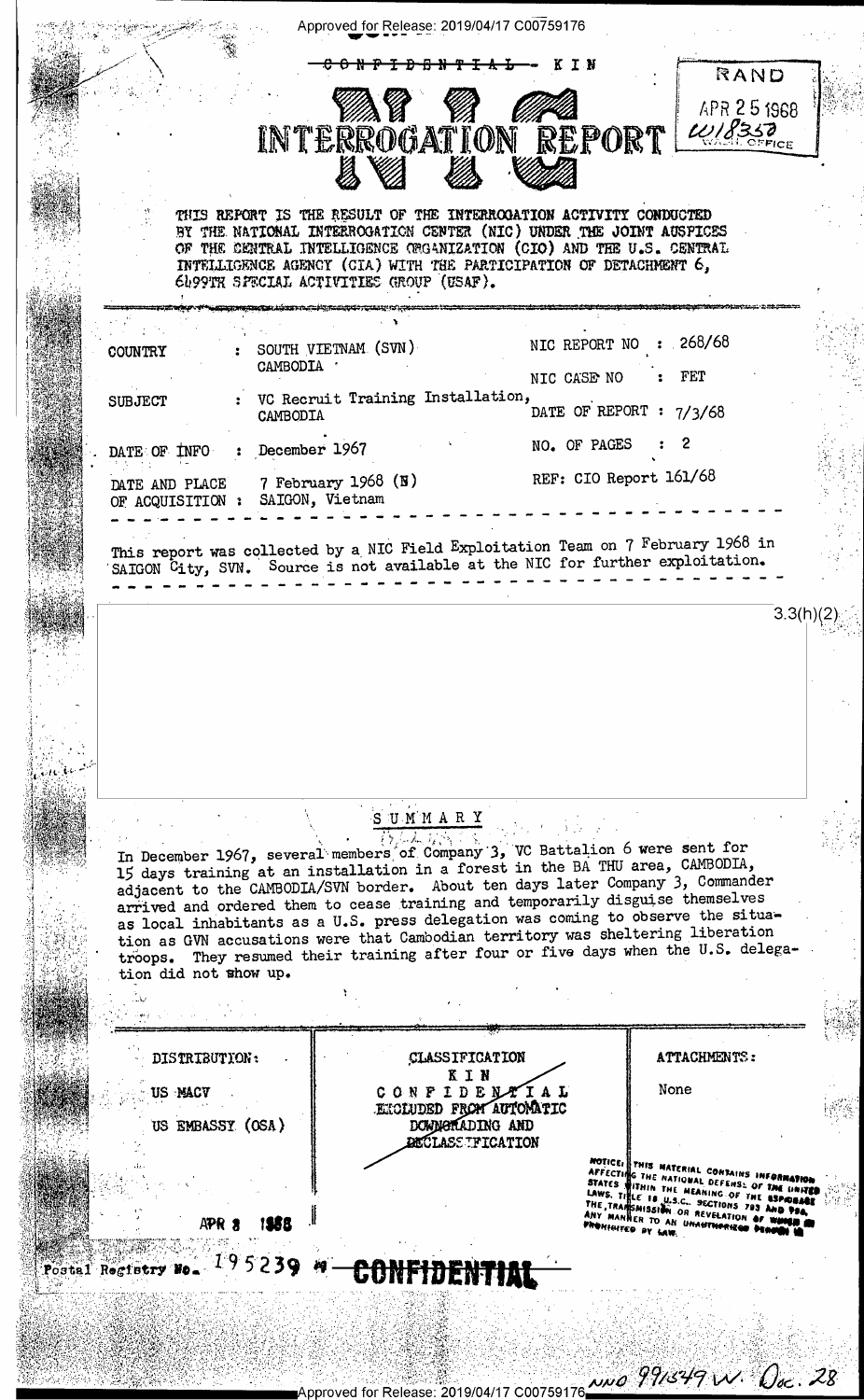Approved for Release: 2019/04/17 C00759176

~~CONFIDENTIAL~~ - KIN

RAND
APR 25 1968
W18358
WASH. OFFICE

# NIC INTERROGATION REPORT

THIS REPORT IS THE RESULT OF THE INTERROGATION ACTIVITY CONDUCTED BY THE NATIONAL INTERROGATION CENTER (NIC) UNDER THE JOINT AUSPICES OF THE CENTRAL INTELLIGENCE ORGANIZATION (CIO) AND THE U.S. CENTRAL INTELLIGENCE AGENCY (CIA) WITH THE PARTICIPATION OF DETACHMENT 6, 6499TH SPECIAL ACTIVITIES GROUP (USAF).

| | | | |
|---|---|---|---|
| COUNTRY | : SOUTH VIETNAM (SVN) CAMBODIA | NIC REPORT NO | : 268/68 |
| | | NIC CASE NO | : FET |
| SUBJECT | : VC Recruit Training Installation, CAMBODIA | DATE OF REPORT | : 7/3/68 |
| DATE OF INFO | : December 1967 | NO. OF PAGES | : 2 |
| DATE AND PLACE OF ACQUISITION | : 7 February 1968 (N) SAIGON, Vietnam | REF: CIO Report 161/68 | |

This report was collected by a NIC Field Exploitation Team on 7 February 1968 in SAIGON City, SVN. Source is not available at the NIC for further exploitation.

3.3(h)(2)

## SUMMARY

In December 1967, several members of Company 3, VC Battalion 6 were sent for 15 days training at an installation in a forest in the BA THU area, CAMBODIA, adjacent to the CAMBODIA/SVN border. About ten days later Company 3, Commander arrived and ordered them to cease training and temporarily disguise themselves as local inhabitants as a U.S. press delegation was coming to observe the situation as GVN accusations were that Cambodian territory was sheltering liberation troops. They resumed their training after four or five days when the U.S. delegation did not show up.

| DISTRIBUTION: | CLASSIFICATION | ATTACHMENTS: |
|---|---|---|
| US MACV<br>US EMBASSY (OSA) | KIN<br>CONFIDENTIAL<br>EXCLUDED FROM AUTOMATIC DOWNGRADING AND DECLASSIFICATION | None |

APR 8 1968

NOTICE: THIS MATERIAL CONTAINS INFORMATION AFFECTING THE NATIONAL DEFENSE OF THE UNITED STATES WITHIN THE MEANING OF THE ESPIONAGE LAWS, TITLE 18 U.S.C., SECTIONS 793 AND 794, THE TRANSMISSION OR REVELATION OF WHICH IN ANY MANNER TO AN UNAUTHORIZED PERSON IS PROHIBITED BY LAW.

Postal Registry No. 195239 — CONFIDENTIAL

NND 991549 W. Oc. 28

Approved for Release: 2019/04/17 C00759176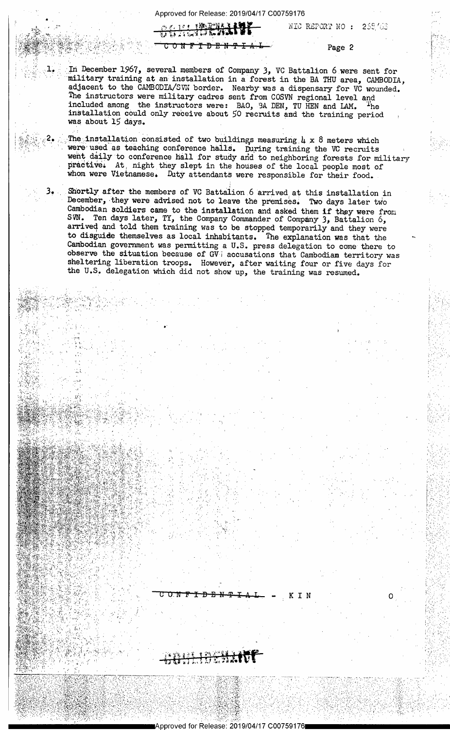1. In December 1967, several members of Company 3, VC Battalion 6 were sent for military training at an installation in a forest in the BA THU area, CAMBODIA, adjacent to the CAMBODIA/SVN border. Nearby was a dispensary for VC wounded. The instructors were military cadres sent from COSVN regional level and included among the instructors were: BAO, BA DEN, TU HEN and LAM. The installation could only receive about 50 recruits and the training period was about 15 days.

2. The installation consisted of two buildings measuring 4 x 8 meters which were used as teaching conference halls. During training the VC recruits went daily to conference hall for study and to neighboring forests for military practive. At night they slept in the houses of the local people most of whom were Vietnamese. Duty attendants were responsible for their food.

3. Shortly after the members of VC Battalion 6 arrived at this installation in December, they were advised not to leave the premises. Two days later two Cambodian soldiers came to the installation and asked them if they were from SVN. Ten days later, TY, the Company Commander of Company 3, Battalion 6, arrived and told them training was to be stopped temporarily and they were to disguide themselves as local inhabitants. The explanation was that the Cambodian government was permitting a U.S. press delegation to come there to observe the situation because of GVN accusations that Cambodiam territory was sheltering liberation troops. However, after waiting four or five days for the U.S. delegation which did not show up, the training was resumed.

CONFIDENTIAL - KIN